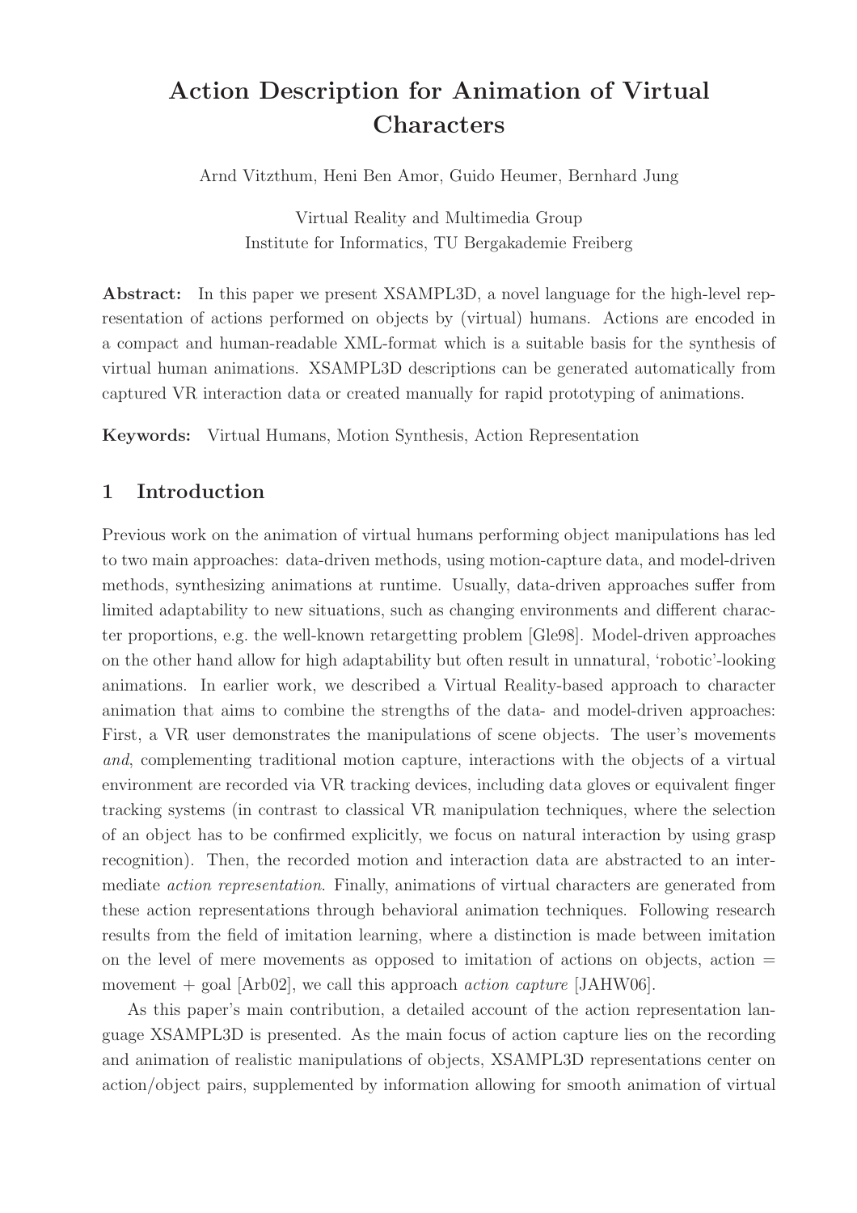# Action Description for Animation of Virtual Characters

Arnd Vitzthum, Heni Ben Amor, Guido Heumer, Bernhard Jung

Virtual Reality and Multimedia Group
Institute for Informatics, TU Bergakademie Freiberg

**Abstract:** In this paper we present XSAMPL3D, a novel language for the high-level representation of actions performed on objects by (virtual) humans. Actions are encoded in a compact and human-readable XML-format which is a suitable basis for the synthesis of virtual human animations. XSAMPL3D descriptions can be generated automatically from captured VR interaction data or created manually for rapid prototyping of animations.

**Keywords:** Virtual Humans, Motion Synthesis, Action Representation

## 1 Introduction

Previous work on the animation of virtual humans performing object manipulations has led to two main approaches: data-driven methods, using motion-capture data, and model-driven methods, synthesizing animations at runtime. Usually, data-driven approaches suffer from limited adaptability to new situations, such as changing environments and different character proportions, e.g. the well-known retargetting problem [Gle98]. Model-driven approaches on the other hand allow for high adaptability but often result in unnatural, 'robotic'-looking animations. In earlier work, we described a Virtual Reality-based approach to character animation that aims to combine the strengths of the data- and model-driven approaches: First, a VR user demonstrates the manipulations of scene objects. The user's movements *and*, complementing traditional motion capture, interactions with the objects of a virtual environment are recorded via VR tracking devices, including data gloves or equivalent finger tracking systems (in contrast to classical VR manipulation techniques, where the selection of an object has to be confirmed explicitly, we focus on natural interaction by using grasp recognition). Then, the recorded motion and interaction data are abstracted to an intermediate *action representation*. Finally, animations of virtual characters are generated from these action representations through behavioral animation techniques. Following research results from the field of imitation learning, where a distinction is made between imitation on the level of mere movements as opposed to imitation of actions on objects, action = movement + goal [Arb02], we call this approach *action capture* [JAHW06].

As this paper's main contribution, a detailed account of the action representation language XSAMPL3D is presented. As the main focus of action capture lies on the recording and animation of realistic manipulations of objects, XSAMPL3D representations center on action/object pairs, supplemented by information allowing for smooth animation of virtual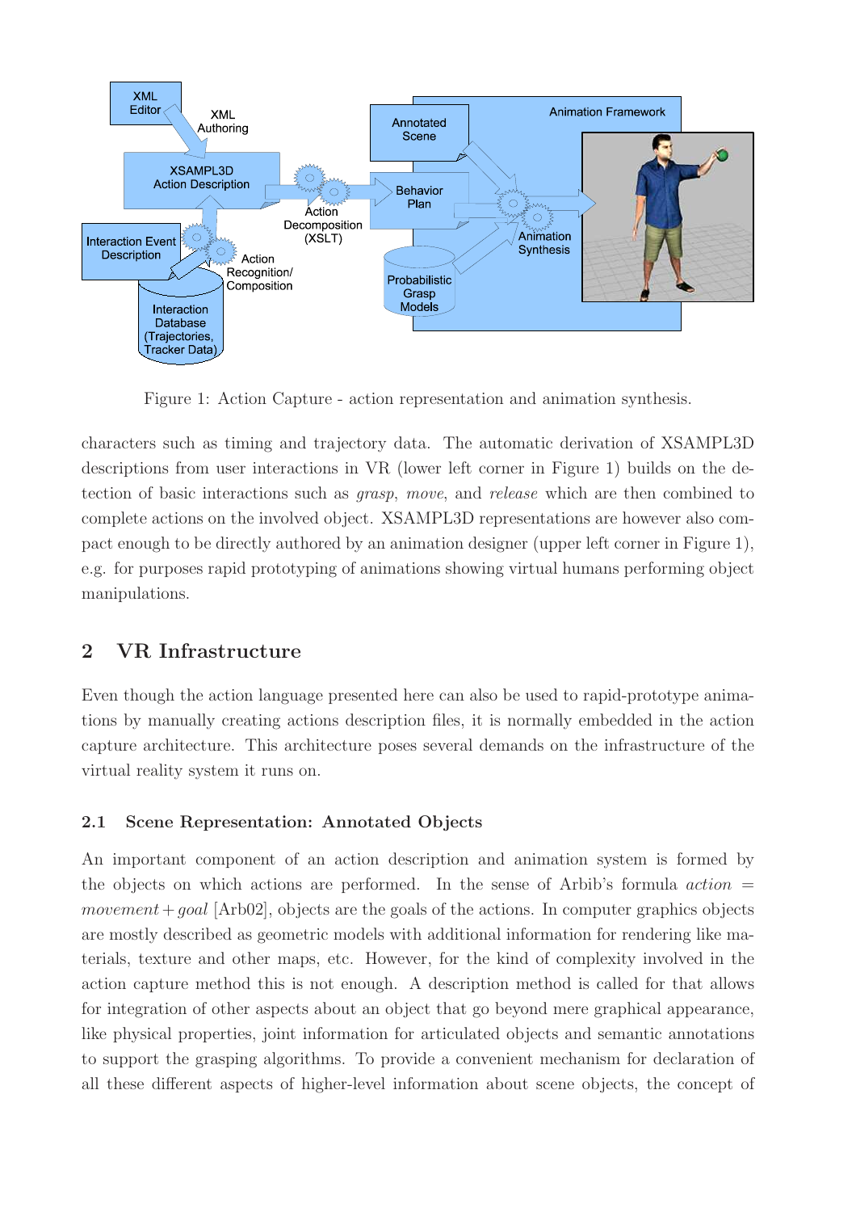Figure 1: Action Capture - action representation and animation synthesis.

characters such as timing and trajectory data. The automatic derivation of XSAMPL3D descriptions from user interactions in VR (lower left corner in Figure 1) builds on the detection of basic interactions such as *grasp*, *move*, and *release* which are then combined to complete actions on the involved object. XSAMPL3D representations are however also compact enough to be directly authored by an animation designer (upper left corner in Figure 1), e.g. for purposes rapid prototyping of animations showing virtual humans performing object manipulations.

## 2 VR Infrastructure

Even though the action language presented here can also be used to rapid-prototype animations by manually creating actions description files, it is normally embedded in the action capture architecture. This architecture poses several demands on the infrastructure of the virtual reality system it runs on.

### 2.1 Scene Representation: Annotated Objects

An important component of an action description and animation system is formed by the objects on which actions are performed. In the sense of Arbib's formula *action* = *movement* + *goal* [Arb02], objects are the goals of the actions. In computer graphics objects are mostly described as geometric models with additional information for rendering like materials, texture and other maps, etc. However, for the kind of complexity involved in the action capture method this is not enough. A description method is called for that allows for integration of other aspects about an object that go beyond mere graphical appearance, like physical properties, joint information for articulated objects and semantic annotations to support the grasping algorithms. To provide a convenient mechanism for declaration of all these different aspects of higher-level information about scene objects, the concept of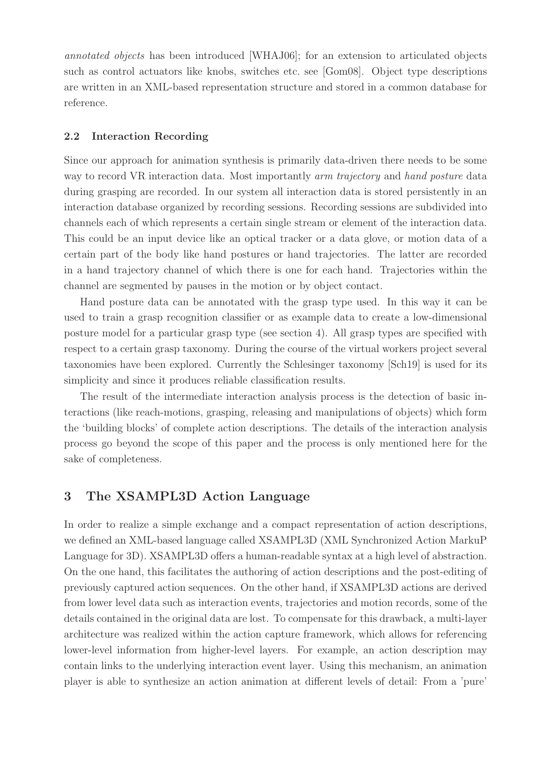*annotated objects* has been introduced [WHAJ06]; for an extension to articulated objects such as control actuators like knobs, switches etc. see [Gom08]. Object type descriptions are written in an XML-based representation structure and stored in a common database for reference.

### 2.2 Interaction Recording

Since our approach for animation synthesis is primarily data-driven there needs to be some way to record VR interaction data. Most importantly *arm trajectory* and *hand posture* data during grasping are recorded. In our system all interaction data is stored persistently in an interaction database organized by recording sessions. Recording sessions are subdivided into channels each of which represents a certain single stream or element of the interaction data. This could be an input device like an optical tracker or a data glove, or motion data of a certain part of the body like hand postures or hand trajectories. The latter are recorded in a hand trajectory channel of which there is one for each hand. Trajectories within the channel are segmented by pauses in the motion or by object contact.

Hand posture data can be annotated with the grasp type used. In this way it can be used to train a grasp recognition classifier or as example data to create a low-dimensional posture model for a particular grasp type (see section 4). All grasp types are specified with respect to a certain grasp taxonomy. During the course of the virtual workers project several taxonomies have been explored. Currently the Schlesinger taxonomy [Sch19] is used for its simplicity and since it produces reliable classification results.

The result of the intermediate interaction analysis process is the detection of basic interactions (like reach-motions, grasping, releasing and manipulations of objects) which form the 'building blocks' of complete action descriptions. The details of the interaction analysis process go beyond the scope of this paper and the process is only mentioned here for the sake of completeness.

## 3 The XSAMPL3D Action Language

In order to realize a simple exchange and a compact representation of action descriptions, we defined an XML-based language called XSAMPL3D (XML Synchronized Action MarkuP Language for 3D). XSAMPL3D offers a human-readable syntax at a high level of abstraction. On the one hand, this facilitates the authoring of action descriptions and the post-editing of previously captured action sequences. On the other hand, if XSAMPL3D actions are derived from lower level data such as interaction events, trajectories and motion records, some of the details contained in the original data are lost. To compensate for this drawback, a multi-layer architecture was realized within the action capture framework, which allows for referencing lower-level information from higher-level layers. For example, an action description may contain links to the underlying interaction event layer. Using this mechanism, an animation player is able to synthesize an action animation at different levels of detail: From a 'pure'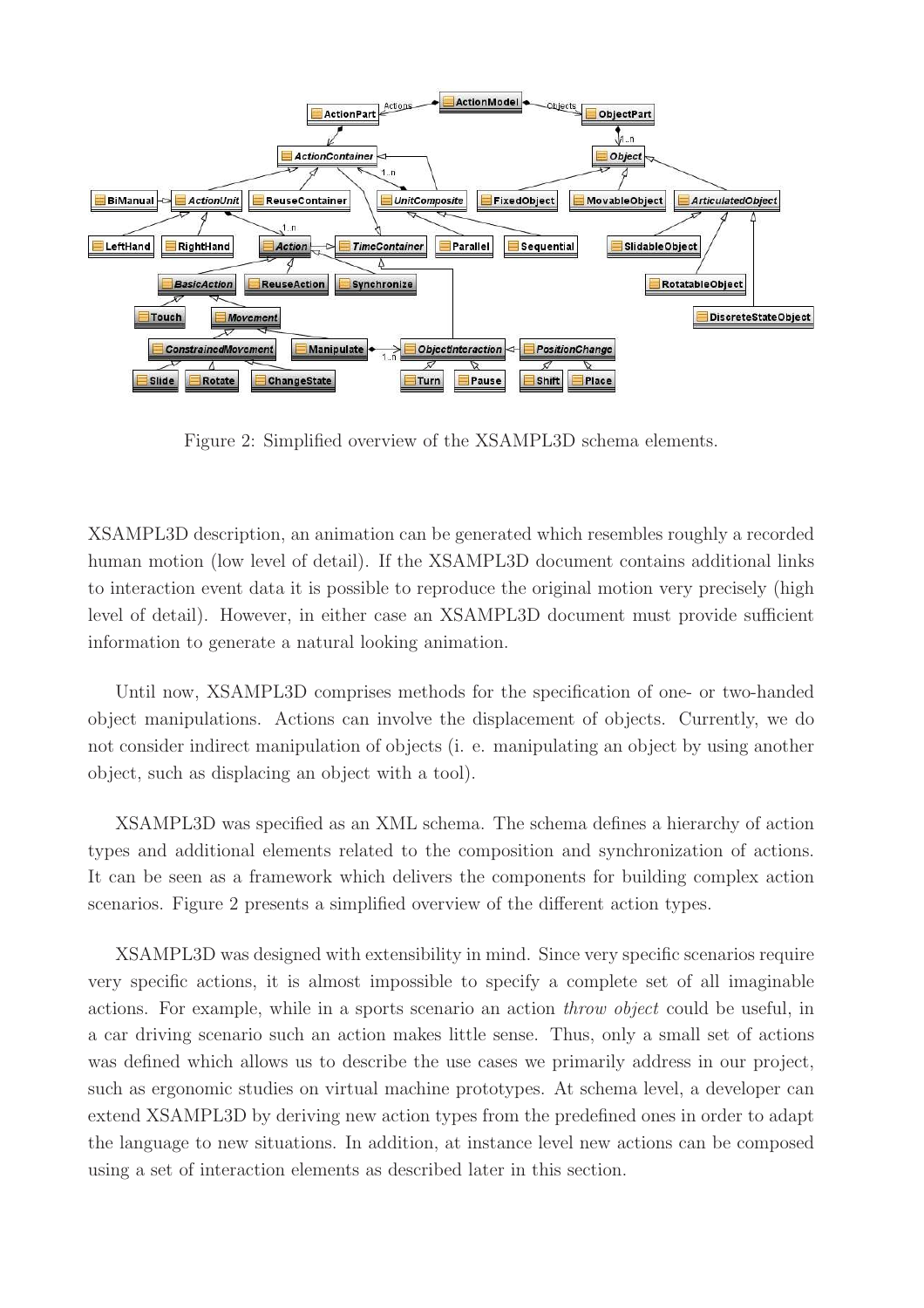Figure 2: Simplified overview of the XSAMPL3D schema elements.

XSAMPL3D description, an animation can be generated which resembles roughly a recorded human motion (low level of detail). If the XSAMPL3D document contains additional links to interaction event data it is possible to reproduce the original motion very precisely (high level of detail). However, in either case an XSAMPL3D document must provide sufficient information to generate a natural looking animation.

Until now, XSAMPL3D comprises methods for the specification of one- or two-handed object manipulations. Actions can involve the displacement of objects. Currently, we do not consider indirect manipulation of objects (i. e. manipulating an object by using another object, such as displacing an object with a tool).

XSAMPL3D was specified as an XML schema. The schema defines a hierarchy of action types and additional elements related to the composition and synchronization of actions. It can be seen as a framework which delivers the components for building complex action scenarios. Figure 2 presents a simplified overview of the different action types.

XSAMPL3D was designed with extensibility in mind. Since very specific scenarios require very specific actions, it is almost impossible to specify a complete set of all imaginable actions. For example, while in a sports scenario an action *throw object* could be useful, in a car driving scenario such an action makes little sense. Thus, only a small set of actions was defined which allows us to describe the use cases we primarily address in our project, such as ergonomic studies on virtual machine prototypes. At schema level, a developer can extend XSAMPL3D by deriving new action types from the predefined ones in order to adapt the language to new situations. In addition, at instance level new actions can be composed using a set of interaction elements as described later in this section.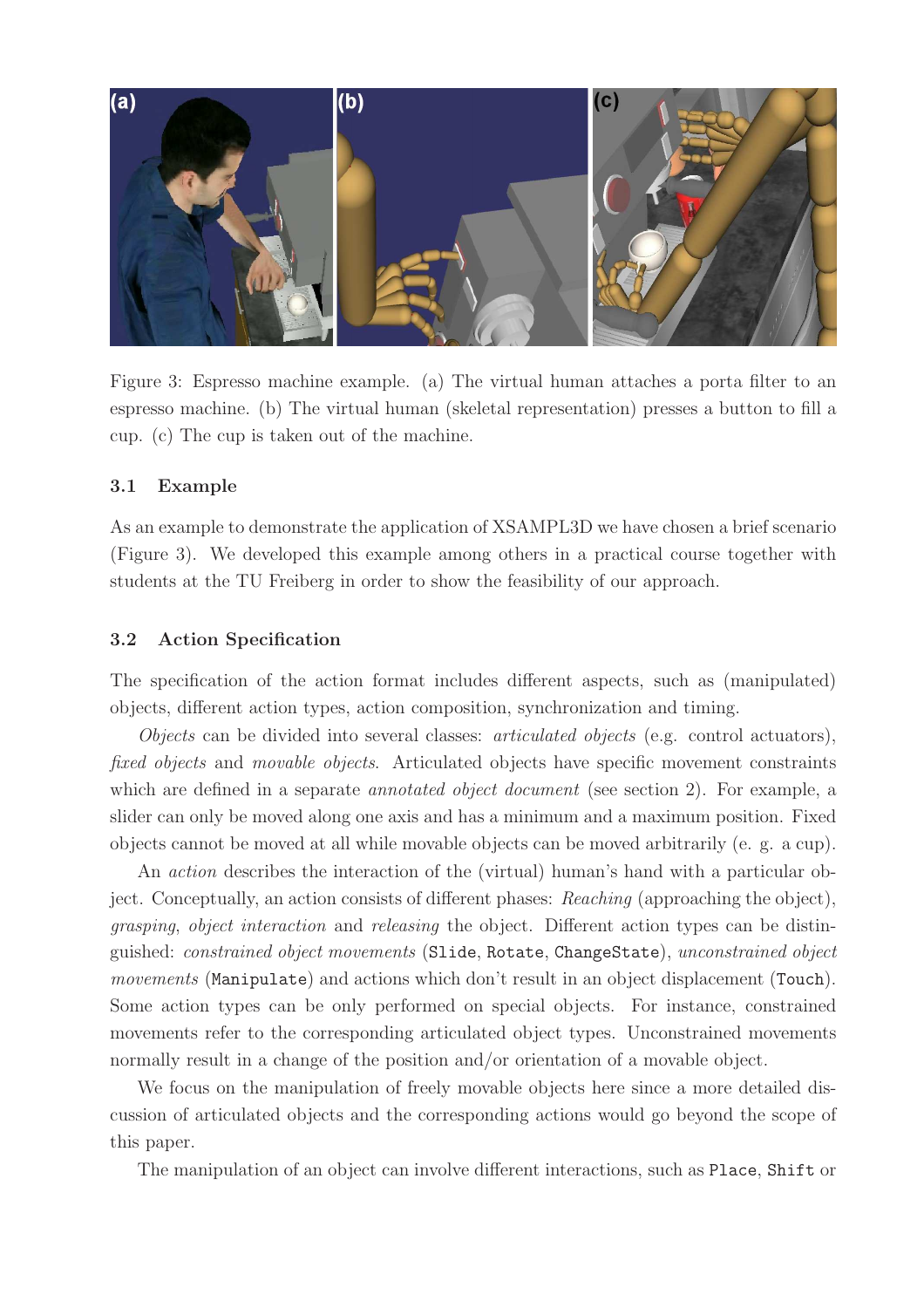Figure 3: Espresso machine example. (a) The virtual human attaches a porta filter to an espresso machine. (b) The virtual human (skeletal representation) presses a button to fill a cup. (c) The cup is taken out of the machine.

### 3.1 Example

As an example to demonstrate the application of XSAMPL3D we have chosen a brief scenario (Figure 3). We developed this example among others in a practical course together with students at the TU Freiberg in order to show the feasibility of our approach.

### 3.2 Action Specification

The specification of the action format includes different aspects, such as (manipulated) objects, different action types, action composition, synchronization and timing.

*Objects* can be divided into several classes: *articulated objects* (e.g. control actuators), *fixed objects* and *movable objects*. Articulated objects have specific movement constraints which are defined in a separate *annotated object document* (see section 2). For example, a slider can only be moved along one axis and has a minimum and a maximum position. Fixed objects cannot be moved at all while movable objects can be moved arbitrarily (e. g. a cup).

An *action* describes the interaction of the (virtual) human's hand with a particular object. Conceptually, an action consists of different phases: *Reaching* (approaching the object), *grasping*, *object interaction* and *releasing* the object. Different action types can be distinguished: *constrained object movements* (`Slide`, `Rotate`, `ChangeState`), *unconstrained object movements* (`Manipulate`) and actions which don't result in an object displacement (`Touch`). Some action types can be only performed on special objects. For instance, constrained movements refer to the corresponding articulated object types. Unconstrained movements normally result in a change of the position and/or orientation of a movable object.

We focus on the manipulation of freely movable objects here since a more detailed discussion of articulated objects and the corresponding actions would go beyond the scope of this paper.

The manipulation of an object can involve different interactions, such as `Place`, `Shift` or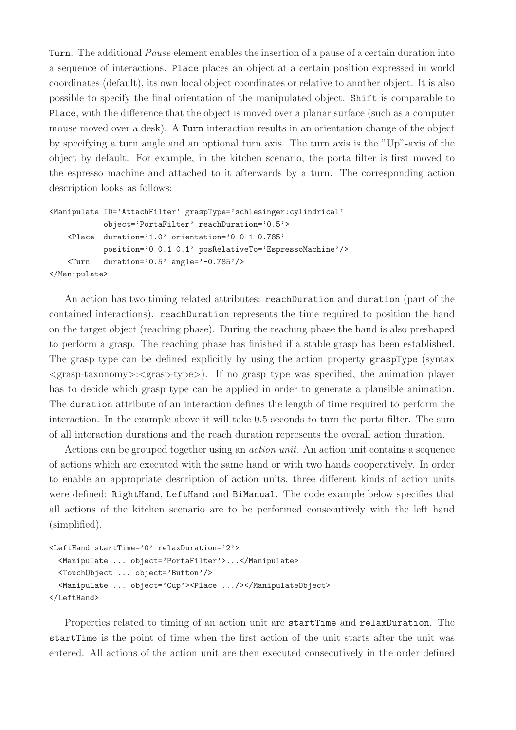Turn. The additional *Pause* element enables the insertion of a pause of a certain duration into a sequence of interactions. Place places an object at a certain position expressed in world coordinates (default), its own local object coordinates or relative to another object. It is also possible to specify the final orientation of the manipulated object. Shift is comparable to Place, with the difference that the object is moved over a planar surface (such as a computer mouse moved over a desk). A Turn interaction results in an orientation change of the object by specifying a turn angle and an optional turn axis. The turn axis is the "Up"-axis of the object by default. For example, in the kitchen scenario, the porta filter is first moved to the espresso machine and attached to it afterwards by a turn. The corresponding action description looks as follows:

```
<Manipulate ID='AttachFilter' graspType='schlesinger:cylindrical'
            object='PortaFilter' reachDuration='0.5'>
    <Place  duration='1.0' orientation='0 0 1 0.785'
            position='0 0.1 0.1' posRelativeTo='EspressoMachine'/>
    <Turn   duration='0.5' angle='-0.785'/>
</Manipulate>
```

An action has two timing related attributes: reachDuration and duration (part of the contained interactions). reachDuration represents the time required to position the hand on the target object (reaching phase). During the reaching phase the hand is also preshaped to perform a grasp. The reaching phase has finished if a stable grasp has been established. The grasp type can be defined explicitly by using the action property graspType (syntax <grasp-taxonomy>:<grasp-type>). If no grasp type was specified, the animation player has to decide which grasp type can be applied in order to generate a plausible animation. The duration attribute of an interaction defines the length of time required to perform the interaction. In the example above it will take 0.5 seconds to turn the porta filter. The sum of all interaction durations and the reach duration represents the overall action duration.

Actions can be grouped together using an *action unit*. An action unit contains a sequence of actions which are executed with the same hand or with two hands cooperatively. In order to enable an appropriate description of action units, three different kinds of action units were defined: RightHand, LeftHand and BiManual. The code example below specifies that all actions of the kitchen scenario are to be performed consecutively with the left hand (simplified).

```
<LeftHand startTime='0' relaxDuration='2'>
  <Manipulate ... object='PortaFilter'>...</Manipulate>
  <TouchObject ... object='Button'/>
  <Manipulate ... object='Cup'><Place .../></ManipulateObject>
</LeftHand>
```

Properties related to timing of an action unit are startTime and relaxDuration. The startTime is the point of time when the first action of the unit starts after the unit was entered. All actions of the action unit are then executed consecutively in the order defined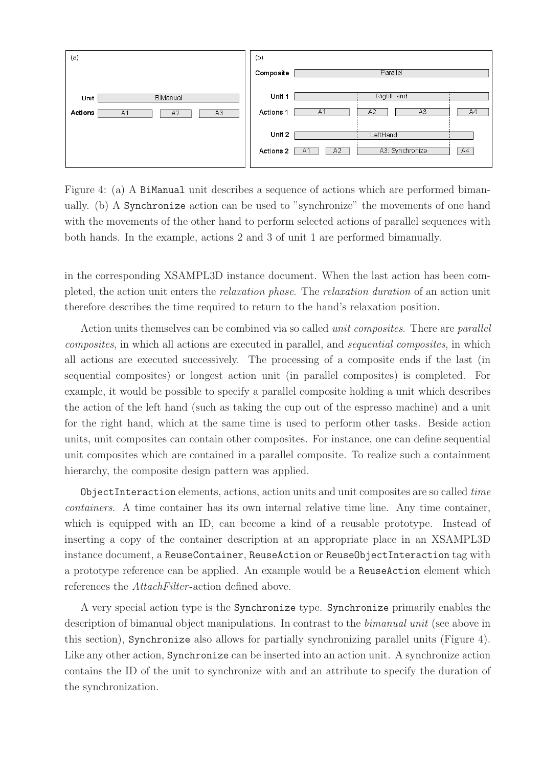(a)

Unit BiManual

Actions A1 A2 A3

(b)

Composite Parallel

Unit 1 RightHand

Actions 1 A1 A2 A3 A4

Unit 2 LeftHand

Actions 2 A1 A2 A3: Synchronize A4

Figure 4: (a) A `BiManual` unit describes a sequence of actions which are performed bimanually. (b) A `Synchronize` action can be used to "synchronize" the movements of one hand with the movements of the other hand to perform selected actions of parallel sequences with both hands. In the example, actions 2 and 3 of unit 1 are performed bimanually.

in the corresponding XSAMPL3D instance document. When the last action has been completed, the action unit enters the *relaxation phase*. The *relaxation duration* of an action unit therefore describes the time required to return to the hand's relaxation position.

Action units themselves can be combined via so called *unit composites*. There are *parallel composites*, in which all actions are executed in parallel, and *sequential composites*, in which all actions are executed successively. The processing of a composite ends if the last (in sequential composites) or longest action unit (in parallel composites) is completed. For example, it would be possible to specify a parallel composite holding a unit which describes the action of the left hand (such as taking the cup out of the espresso machine) and a unit for the right hand, which at the same time is used to perform other tasks. Beside action units, unit composites can contain other composites. For instance, one can define sequential unit composites which are contained in a parallel composite. To realize such a containment hierarchy, the composite design pattern was applied.

`ObjectInteraction` elements, actions, action units and unit composites are so called *time containers*. A time container has its own internal relative time line. Any time container, which is equipped with an ID, can become a kind of a reusable prototype. Instead of inserting a copy of the container description at an appropriate place in an XSAMPL3D instance document, a `ReuseContainer`, `ReuseAction` or `ReuseObjectInteraction` tag with a prototype reference can be applied. An example would be a `ReuseAction` element which references the *AttachFilter*-action defined above.

A very special action type is the `Synchronize` type. `Synchronize` primarily enables the description of bimanual object manipulations. In contrast to the *bimanual unit* (see above in this section), `Synchronize` also allows for partially synchronizing parallel units (Figure 4). Like any other action, `Synchronize` can be inserted into an action unit. A synchronize action contains the ID of the unit to synchronize with and an attribute to specify the duration of the synchronization.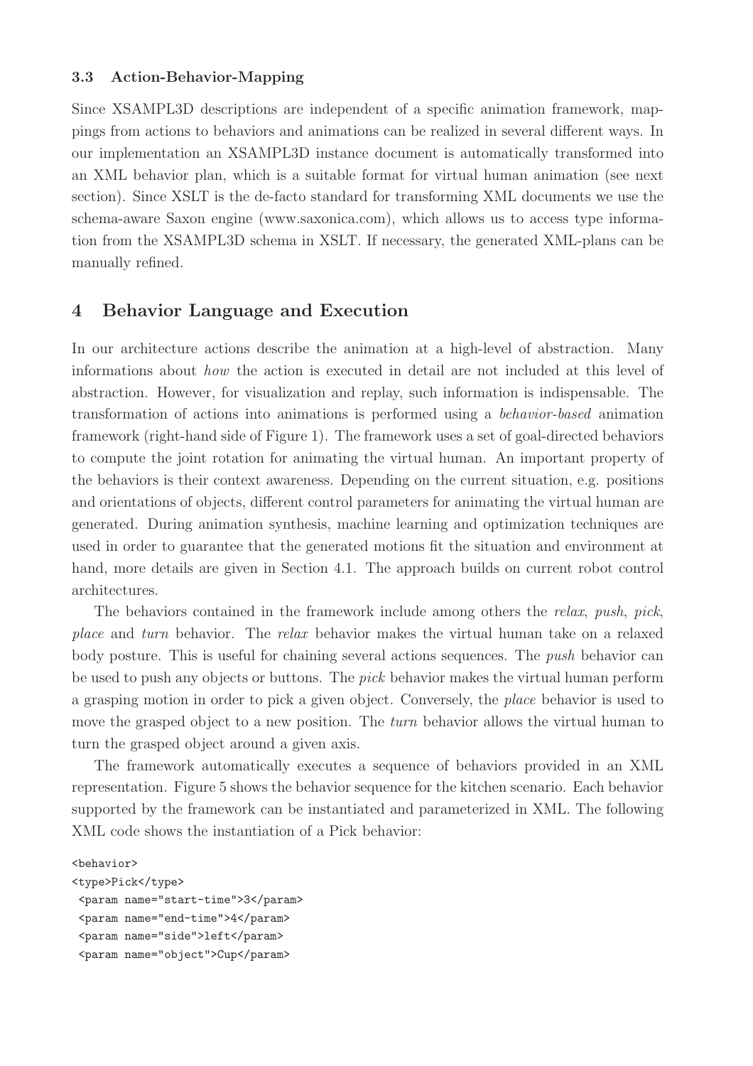### 3.3 Action-Behavior-Mapping

Since XSAMPL3D descriptions are independent of a specific animation framework, mappings from actions to behaviors and animations can be realized in several different ways. In our implementation an XSAMPL3D instance document is automatically transformed into an XML behavior plan, which is a suitable format for virtual human animation (see next section). Since XSLT is the de-facto standard for transforming XML documents we use the schema-aware Saxon engine (www.saxonica.com), which allows us to access type information from the XSAMPL3D schema in XSLT. If necessary, the generated XML-plans can be manually refined.

## 4 Behavior Language and Execution

In our architecture actions describe the animation at a high-level of abstraction. Many informations about *how* the action is executed in detail are not included at this level of abstraction. However, for visualization and replay, such information is indispensable. The transformation of actions into animations is performed using a *behavior-based* animation framework (right-hand side of Figure 1). The framework uses a set of goal-directed behaviors to compute the joint rotation for animating the virtual human. An important property of the behaviors is their context awareness. Depending on the current situation, e.g. positions and orientations of objects, different control parameters for animating the virtual human are generated. During animation synthesis, machine learning and optimization techniques are used in order to guarantee that the generated motions fit the situation and environment at hand, more details are given in Section 4.1. The approach builds on current robot control architectures.

The behaviors contained in the framework include among others the *relax*, *push*, *pick*, *place* and *turn* behavior. The *relax* behavior makes the virtual human take on a relaxed body posture. This is useful for chaining several actions sequences. The *push* behavior can be used to push any objects or buttons. The *pick* behavior makes the virtual human perform a grasping motion in order to pick a given object. Conversely, the *place* behavior is used to move the grasped object to a new position. The *turn* behavior allows the virtual human to turn the grasped object around a given axis.

The framework automatically executes a sequence of behaviors provided in an XML representation. Figure 5 shows the behavior sequence for the kitchen scenario. Each behavior supported by the framework can be instantiated and parameterized in XML. The following XML code shows the instantiation of a Pick behavior:

```
<behavior>
<type>Pick</type>
 <param name="start-time">3</param>
 <param name="end-time">4</param>
 <param name="side">left</param>
 <param name="object">Cup</param>
```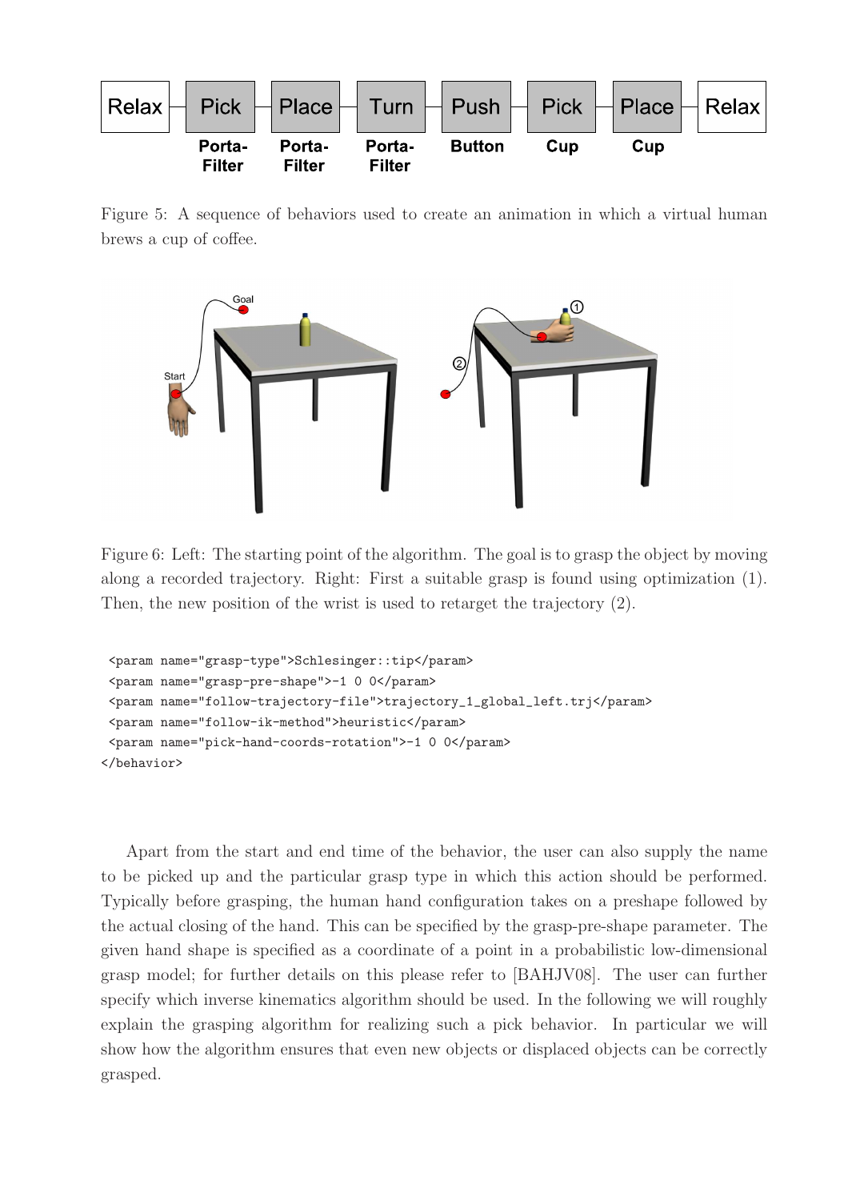Relax
Pick Porta-Filter
Place Porta-Filter
Turn Porta-Filter
Push Button
Pick Cup
Place Cup
Relax

Figure 5: A sequence of behaviors used to create an animation in which a virtual human brews a cup of coffee.

Goal
Start
1
2

Figure 6: Left: The starting point of the algorithm. The goal is to grasp the object by moving along a recorded trajectory. Right: First a suitable grasp is found using optimization (1). Then, the new position of the wrist is used to retarget the trajectory (2).

```
  <param name="grasp-type">Schlesinger::tip</param>
  <param name="grasp-pre-shape">-1 0 0</param>
  <param name="follow-trajectory-file">trajectory_1_global_left.trj</param>
  <param name="follow-ik-method">heuristic</param>
  <param name="pick-hand-coords-rotation">-1 0 0</param>
</behavior>
```

Apart from the start and end time of the behavior, the user can also supply the name to be picked up and the particular grasp type in which this action should be performed. Typically before grasping, the human hand configuration takes on a preshape followed by the actual closing of the hand. This can be specified by the grasp-pre-shape parameter. The given hand shape is specified as a coordinate of a point in a probabilistic low-dimensional grasp model; for further details on this please refer to [BAHJV08]. The user can further specify which inverse kinematics algorithm should be used. In the following we will roughly explain the grasping algorithm for realizing such a pick behavior. In particular we will show how the algorithm ensures that even new objects or displaced objects can be correctly grasped.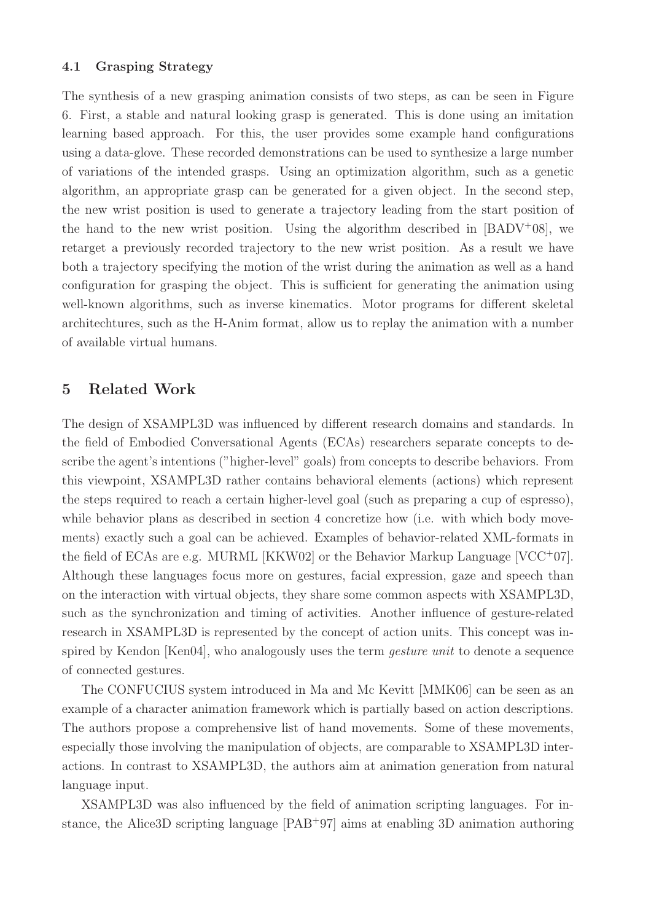### 4.1 Grasping Strategy

The synthesis of a new grasping animation consists of two steps, as can be seen in Figure 6. First, a stable and natural looking grasp is generated. This is done using an imitation learning based approach. For this, the user provides some example hand configurations using a data-glove. These recorded demonstrations can be used to synthesize a large number of variations of the intended grasps. Using an optimization algorithm, such as a genetic algorithm, an appropriate grasp can be generated for a given object. In the second step, the new wrist position is used to generate a trajectory leading from the start position of the hand to the new wrist position. Using the algorithm described in [BADV+08], we retarget a previously recorded trajectory to the new wrist position. As a result we have both a trajectory specifying the motion of the wrist during the animation as well as a hand configuration for grasping the object. This is sufficient for generating the animation using well-known algorithms, such as inverse kinematics. Motor programs for different skeletal architechtures, such as the H-Anim format, allow us to replay the animation with a number of available virtual humans.

## 5 Related Work

The design of XSAMPL3D was influenced by different research domains and standards. In the field of Embodied Conversational Agents (ECAs) researchers separate concepts to describe the agent's intentions ("higher-level" goals) from concepts to describe behaviors. From this viewpoint, XSAMPL3D rather contains behavioral elements (actions) which represent the steps required to reach a certain higher-level goal (such as preparing a cup of espresso), while behavior plans as described in section 4 concretize how (i.e. with which body movements) exactly such a goal can be achieved. Examples of behavior-related XML-formats in the field of ECAs are e.g. MURML [KKW02] or the Behavior Markup Language [VCC+07]. Although these languages focus more on gestures, facial expression, gaze and speech than on the interaction with virtual objects, they share some common aspects with XSAMPL3D, such as the synchronization and timing of activities. Another influence of gesture-related research in XSAMPL3D is represented by the concept of action units. This concept was inspired by Kendon [Ken04], who analogously uses the term *gesture unit* to denote a sequence of connected gestures.

The CONFUCIUS system introduced in Ma and Mc Kevitt [MMK06] can be seen as an example of a character animation framework which is partially based on action descriptions. The authors propose a comprehensive list of hand movements. Some of these movements, especially those involving the manipulation of objects, are comparable to XSAMPL3D interactions. In contrast to XSAMPL3D, the authors aim at animation generation from natural language input.

XSAMPL3D was also influenced by the field of animation scripting languages. For instance, the Alice3D scripting language [PAB+97] aims at enabling 3D animation authoring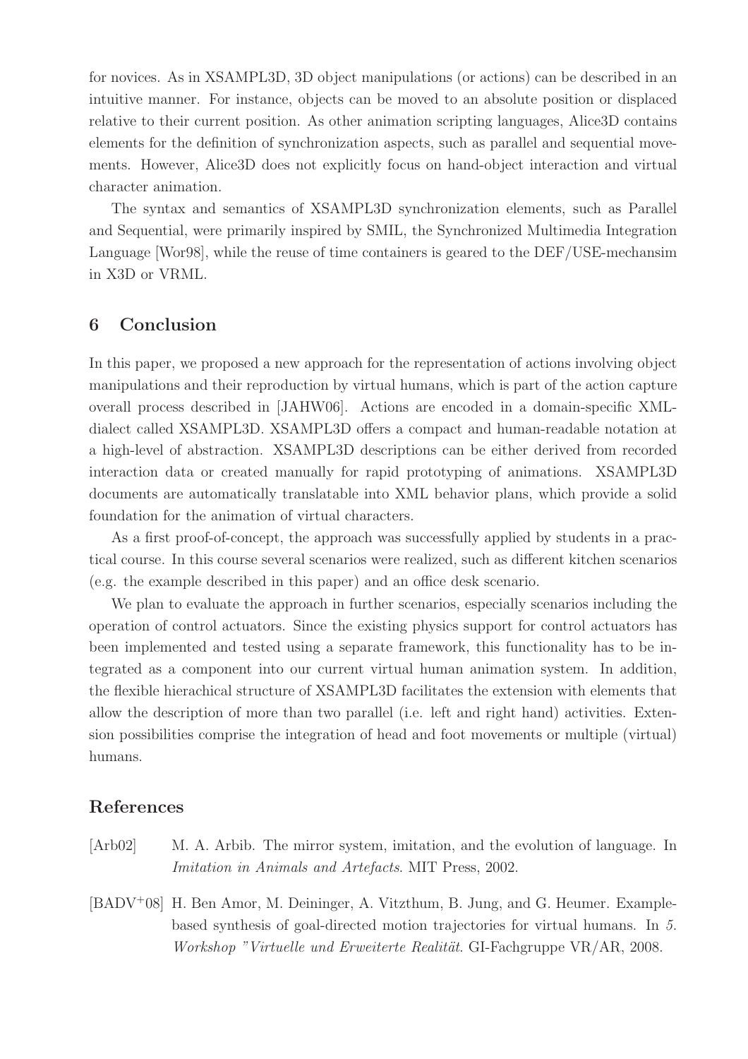for novices. As in XSAMPL3D, 3D object manipulations (or actions) can be described in an intuitive manner. For instance, objects can be moved to an absolute position or displaced relative to their current position. As other animation scripting languages, Alice3D contains elements for the definition of synchronization aspects, such as parallel and sequential movements. However, Alice3D does not explicitly focus on hand-object interaction and virtual character animation.

The syntax and semantics of XSAMPL3D synchronization elements, such as Parallel and Sequential, were primarily inspired by SMIL, the Synchronized Multimedia Integration Language [Wor98], while the reuse of time containers is geared to the DEF/USE-mechansim in X3D or VRML.

## 6 Conclusion

In this paper, we proposed a new approach for the representation of actions involving object manipulations and their reproduction by virtual humans, which is part of the action capture overall process described in [JAHW06]. Actions are encoded in a domain-specific XML-dialect called XSAMPL3D. XSAMPL3D offers a compact and human-readable notation at a high-level of abstraction. XSAMPL3D descriptions can be either derived from recorded interaction data or created manually for rapid prototyping of animations. XSAMPL3D documents are automatically translatable into XML behavior plans, which provide a solid foundation for the animation of virtual characters.

As a first proof-of-concept, the approach was successfully applied by students in a practical course. In this course several scenarios were realized, such as different kitchen scenarios (e.g. the example described in this paper) and an office desk scenario.

We plan to evaluate the approach in further scenarios, especially scenarios including the operation of control actuators. Since the existing physics support for control actuators has been implemented and tested using a separate framework, this functionality has to be integrated as a component into our current virtual human animation system. In addition, the flexible hierachical structure of XSAMPL3D facilitates the extension with elements that allow the description of more than two parallel (i.e. left and right hand) activities. Extension possibilities comprise the integration of head and foot movements or multiple (virtual) humans.

## References

[Arb02] M. A. Arbib. The mirror system, imitation, and the evolution of language. In *Imitation in Animals and Artefacts*. MIT Press, 2002.

[BADV+08] H. Ben Amor, M. Deininger, A. Vitzthum, B. Jung, and G. Heumer. Example-based synthesis of goal-directed motion trajectories for virtual humans. In *5. Workshop "Virtuelle und Erweiterte Realität*. GI-Fachgruppe VR/AR, 2008.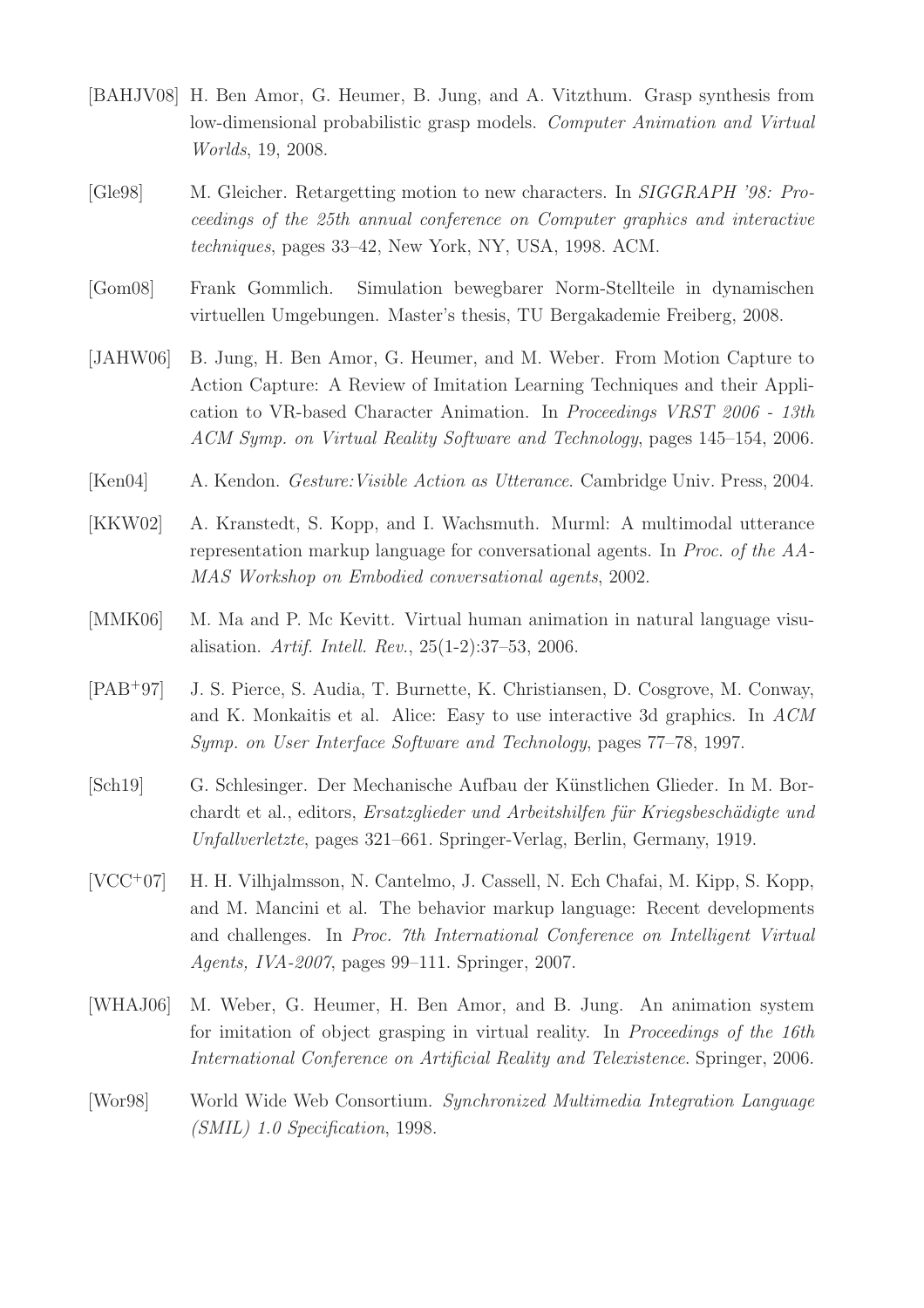[BAHJV08] H. Ben Amor, G. Heumer, B. Jung, and A. Vitzthum. Grasp synthesis from low-dimensional probabilistic grasp models. *Computer Animation and Virtual Worlds*, 19, 2008.

[Gle98] M. Gleicher. Retargetting motion to new characters. In *SIGGRAPH '98: Proceedings of the 25th annual conference on Computer graphics and interactive techniques*, pages 33–42, New York, NY, USA, 1998. ACM.

[Gom08] Frank Gommlich. Simulation bewegbarer Norm-Stellteile in dynamischen virtuellen Umgebungen. Master's thesis, TU Bergakademie Freiberg, 2008.

[JAHW06] B. Jung, H. Ben Amor, G. Heumer, and M. Weber. From Motion Capture to Action Capture: A Review of Imitation Learning Techniques and their Application to VR-based Character Animation. In *Proceedings VRST 2006 - 13th ACM Symp. on Virtual Reality Software and Technology*, pages 145–154, 2006.

[Ken04] A. Kendon. *Gesture:Visible Action as Utterance*. Cambridge Univ. Press, 2004.

[KKW02] A. Kranstedt, S. Kopp, and I. Wachsmuth. Murml: A multimodal utterance representation markup language for conversational agents. In *Proc. of the AAMAS Workshop on Embodied conversational agents*, 2002.

[MMK06] M. Ma and P. Mc Kevitt. Virtual human animation in natural language visualisation. *Artif. Intell. Rev.*, 25(1-2):37–53, 2006.

[PAB+97] J. S. Pierce, S. Audia, T. Burnette, K. Christiansen, D. Cosgrove, M. Conway, and K. Monkaitis et al. Alice: Easy to use interactive 3d graphics. In *ACM Symp. on User Interface Software and Technology*, pages 77–78, 1997.

[Sch19] G. Schlesinger. Der Mechanische Aufbau der Künstlichen Glieder. In M. Borchardt et al., editors, *Ersatzglieder und Arbeitshilfen für Kriegsbeschädigte und Unfallverletzte*, pages 321–661. Springer-Verlag, Berlin, Germany, 1919.

[VCC+07] H. H. Vilhjalmsson, N. Cantelmo, J. Cassell, N. Ech Chafai, M. Kipp, S. Kopp, and M. Mancini et al. The behavior markup language: Recent developments and challenges. In *Proc. 7th International Conference on Intelligent Virtual Agents, IVA-2007*, pages 99–111. Springer, 2007.

[WHAJ06] M. Weber, G. Heumer, H. Ben Amor, and B. Jung. An animation system for imitation of object grasping in virtual reality. In *Proceedings of the 16th International Conference on Artificial Reality and Telexistence*. Springer, 2006.

[Wor98] World Wide Web Consortium. *Synchronized Multimedia Integration Language (SMIL) 1.0 Specification*, 1998.